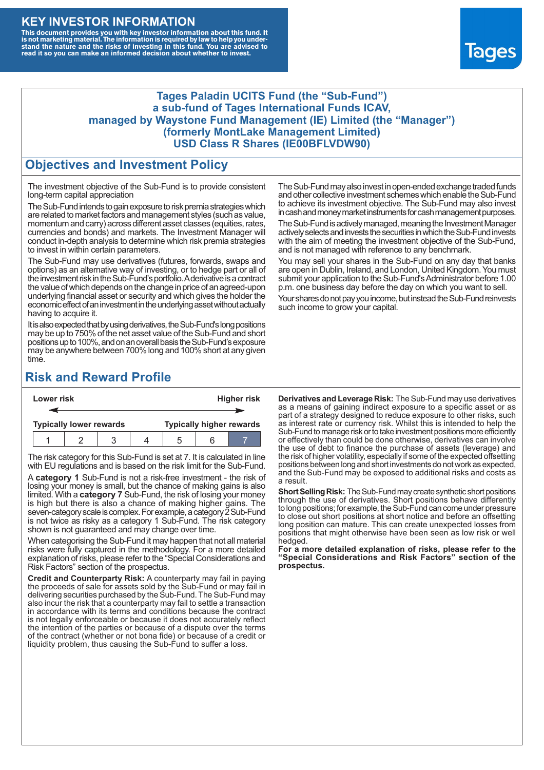# KEY INVESTOR INFORMATION

**This document provides you with key investor information about this fund. It is not marketing material. The information is required by law to help you understand the nature and the risks of investing in this fund. You are advised to read it so you can make an informed decision about whether to invest.**

Tages

**Tages Paladin UCITS Fund (the "Sub-Fund")**
**a sub-fund of Tages International Funds ICAV,**
**managed by Waystone Fund Management (IE) Limited (the "Manager")**
**(formerly MontLake Management Limited)**
**USD Class R Shares (IE00BFLVDW90)**

## Objectives and Investment Policy

The investment objective of the Sub-Fund is to provide consistent long-term capital appreciation

The Sub-Fund intends to gain exposure to risk premia strategies which are related to market factors and management styles (such as value, momentum and carry) across different asset classes (equities, rates, currencies and bonds) and markets. The Investment Manager will conduct in-depth analysis to determine which risk premia strategies to invest in within certain parameters.

The Sub-Fund may use derivatives (futures, forwards, swaps and options) as an alternative way of investing, or to hedge part or all of the investment risk in the Sub-Fund's portfolio. A derivative is a contract the value of which depends on the change in price of an agreed-upon underlying financial asset or security and which gives the holder the economic effect of an investment in the underlying asset without actually having to acquire it.

It is also expected that by using derivatives, the Sub-Fund's long positions may be up to 750% of the net asset value of the Sub-Fund and short positions up to 100%, and on an overall basis the Sub-Fund's exposure may be anywhere between 700% long and 100% short at any given time.

The Sub-Fund may also invest in open-ended exchange traded funds and other collective investment schemes which enable the Sub-Fund to achieve its investment objective. The Sub-Fund may also invest in cash and money market instruments for cash management purposes.

The Sub-Fund is actively managed, meaning the Investment Manager actively selects and invests the securities in which the Sub-Fund invests with the aim of meeting the investment objective of the Sub-Fund, and is not managed with reference to any benchmark.

You may sell your shares in the Sub-Fund on any day that banks are open in Dublin, Ireland, and London, United Kingdom. You must submit your application to the Sub-Fund's Administrator before 1.00 p.m. one business day before the day on which you want to sell.

Your shares do not pay you income, but instead the Sub-Fund reinvests such income to grow your capital.

## Risk and Reward Profile

| Lower risk | | | | | | Higher risk |
|---|---|---|---|---|---|---|
| Typically lower rewards | | | | | | Typically higher rewards |
| 1 | 2 | 3 | 4 | 5 | 6 | **7** |

The risk category for this Sub-Fund is set at 7. It is calculated in line with EU regulations and is based on the risk limit for the Sub-Fund.

A **category 1** Sub-Fund is not a risk-free investment - the risk of losing your money is small, but the chance of making gains is also limited. With a **category 7** Sub-Fund, the risk of losing your money is high but there is also a chance of making higher gains. The seven-category scale is complex. For example, a category 2 Sub-Fund is not twice as risky as a category 1 Sub-Fund. The risk category shown is not guaranteed and may change over time.

When categorising the Sub-Fund it may happen that not all material risks were fully captured in the methodology. For a more detailed explanation of risks, please refer to the "Special Considerations and Risk Factors" section of the prospectus.

**Credit and Counterparty Risk:** A counterparty may fail in paying the proceeds of sale for assets sold by the Sub-Fund or may fail in delivering securities purchased by the Sub-Fund. The Sub-Fund may also incur the risk that a counterparty may fail to settle a transaction in accordance with its terms and conditions because the contract is not legally enforceable or because it does not accurately reflect the intention of the parties or because of a dispute over the terms of the contract (whether or not bona fide) or because of a credit or liquidity problem, thus causing the Sub-Fund to suffer a loss.

**Derivatives and Leverage Risk:** The Sub-Fund may use derivatives as a means of gaining indirect exposure to a specific asset or as part of a strategy designed to reduce exposure to other risks, such as interest rate or currency risk. Whilst this is intended to help the Sub-Fund to manage risk or to take investment positions more efficiently or effectively than could be done otherwise, derivatives can involve the use of debt to finance the purchase of assets (leverage) and the risk of higher volatility, especially if some of the expected offsetting positions between long and short investments do not work as expected, and the Sub-Fund may be exposed to additional risks and costs as a result.

**Short Selling Risk:** The Sub-Fund may create synthetic short positions through the use of derivatives. Short positions behave differently to long positions; for example, the Sub-Fund can come under pressure to close out short positions at short notice and before an offsetting long position can mature. This can create unexpected losses from positions that might otherwise have been seen as low risk or well hedged.

**For a more detailed explanation of risks, please refer to the "Special Considerations and Risk Factors" section of the prospectus.**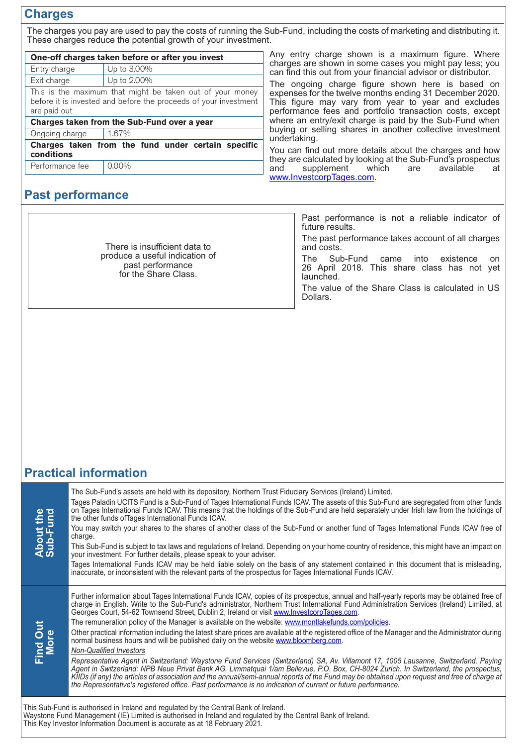## Charges

The charges you pay are used to pay the costs of running the Sub-Fund, including the costs of marketing and distributing it. These charges reduce the potential growth of your investment.

| | |
|---|---|
| **One-off charges taken before or after you invest** | |
| Entry charge | Up to 3.00% |
| Exit charge | Up to 2.00% |
| This is the maximum that might be taken out of your money before it is invested and before the proceeds of your investment are paid out | |
| **Charges taken from the Sub-Fund over a year** | |
| Ongoing charge | 1.67% |
| **Charges taken from the fund under certain specific conditions** | |
| Performance fee | 0.00% |

Any entry charge shown is a maximum figure. Where charges are shown in some cases you might pay less; you can find this out from your financial advisor or distributor.

The ongoing charge figure shown here is based on expenses for the twelve months ending 31 December 2020. This figure may vary from year to year and excludes performance fees and portfolio transaction costs, except where an entry/exit charge is paid by the Sub-Fund when buying or selling shares in another collective investment undertaking.

You can find out more details about the charges and how they are calculated by looking at the Sub-Fund's prospectus and supplement which are available at www.InvestcorpTages.com.

## Past performance

There is insufficient data to produce a useful indication of past performance for the Share Class.

Past performance is not a reliable indicator of future results.

The past performance takes account of all charges and costs.

The Sub-Fund came into existence on 26 April 2018. This share class has not yet launched.

The value of the Share Class is calculated in US Dollars.

## Practical information

### About the Sub-Fund

The Sub-Fund's assets are held with its depository, Northern Trust Fiduciary Services (Ireland) Limited.

Tages Paladin UCITS Fund is a Sub-Fund of Tages International Funds ICAV. The assets of this Sub-Fund are segregated from other funds on Tages International Funds ICAV. This means that the holdings of the Sub-Fund are held separately under Irish law from the holdings of the other funds ofTages International Funds ICAV.

You may switch your shares to the shares of another class of the Sub-Fund or another fund of Tages International Funds ICAV free of charge.

This Sub-Fund is subject to tax laws and regulations of Ireland. Depending on your home country of residence, this might have an impact on your investment. For further details, please speak to your adviser.

Tages International Funds ICAV may be held liable solely on the basis of any statement contained in this document that is misleading, inaccurate, or inconsistent with the relevant parts of the prospectus for Tages International Funds ICAV.

### Find Out More

Further information about Tages International Funds ICAV, copies of its prospectus, annual and half-yearly reports may be obtained free of charge in English. Write to the Sub-Fund's administrator, Northern Trust International Fund Administration Services (Ireland) Limited, at Georges Court, 54-62 Townsend Street, Dublin 2, Ireland or visit www.InvestcorpTages.com.

The remuneration policy of the Manager is available on the website: www.montlakefunds.com/policies.

Other practical information including the latest share prices are available at the registered office of the Manager and the Administrator during normal business hours and will be published daily on the website www.bloomberg.com.

*Non-Qualified Investors*

*Representative Agent in Switzerland: Waystone Fund Services (Switzerland) SA, Av. Villamont 17, 1005 Lausanne, Switzerland. Paying Agent in Switzerland: NPB Neue Privat Bank AG, Limmatquai 1/am Bellevue, P.O. Box, CH-8024 Zurich. In Switzerland, the prospectus, KIIDs (if any) the articles of association and the annual/semi-annual reports of the Fund may be obtained upon request and free of charge at the Representative's registered office. Past performance is no indication of current or future performance.*

This Sub-Fund is authorised in Ireland and regulated by the Central Bank of Ireland.
Waystone Fund Management (IE) Limited is authorised in Ireland and regulated by the Central Bank of Ireland.
This Key Investor Information Document is accurate as at 18 February 2021.